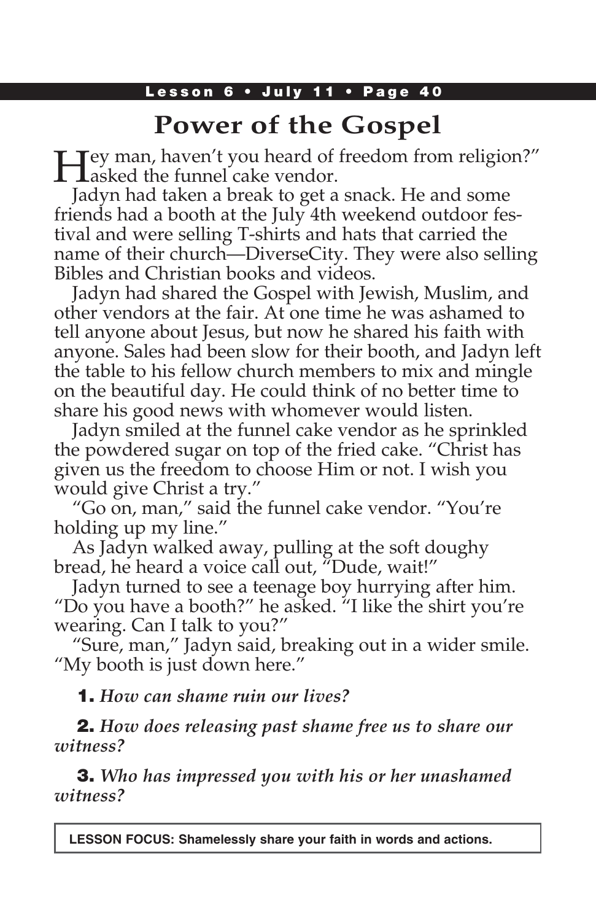# Power of the Gospel

"Hey man, haven't you heard of freedom from religion?" asked the funnel cake vendor.

Jadyn had taken a break to get a snack. He and some friends had a booth at the July 4th weekend outdoor festival and were selling T-shirts and hats that carried the name of their church—DiverseCity. They were also selling Bibles and Christian books and videos.

Jadyn had shared the Gospel with Jewish, Muslim, and other vendors at the fair. At one time he was ashamed to tell anyone about Jesus, but now he shared his faith with anyone. Sales had been slow for their booth, and Jadyn left the table to his fellow church members to mix and mingle on the beautiful day. He could think of no better time to share his good news with whomever would listen.

Jadyn smiled at the funnel cake vendor as he sprinkled the powdered sugar on top of the fried cake. "Christ has given us the freedom to choose Him or not. I wish you would give Christ a try."

"Go on, man," said the funnel cake vendor. "You're holding up my line."

As Jadyn walked away, pulling at the soft doughy bread, he heard a voice call out, "Dude, wait!"

Jadyn turned to see a teenage boy hurrying after him. "Do you have a booth?" he asked. "I like the shirt you're wearing. Can I talk to you?"

"Sure, man," Jadyn said, breaking out in a wider smile. "My booth is just down here."

**1.** *How can shame ruin our lives?*

**2.** *How does releasing past shame free us to share our witness?*

**3.** *Who has impressed you with his or her unashamed witness?*

**LESSON FOCUS: Shamelessly share your faith in words and actions.**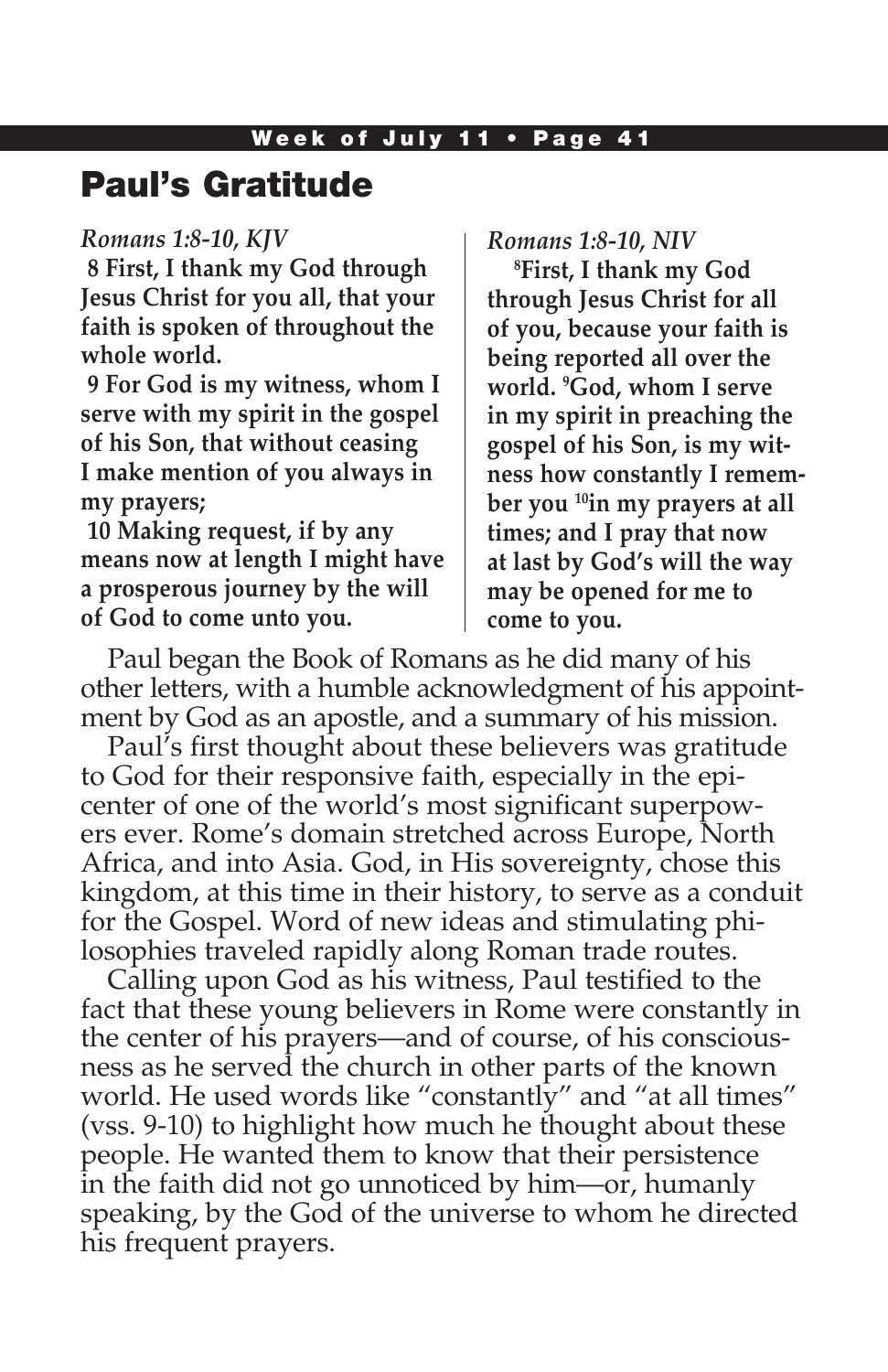## Paul's Gratitude

*Romans 1:8-10, KJV*

**8 First, I thank my God through Jesus Christ for you all, that your faith is spoken of throughout the whole world.**

**9 For God is my witness, whom I serve with my spirit in the gospel of his Son, that without ceasing I make mention of you always in my prayers;**

**10 Making request, if by any means now at length I might have a prosperous journey by the will of God to come unto you.**

*Romans 1:8-10, NIV*

**[8]First, I thank my God through Jesus Christ for all of you, because your faith is being reported all over the world. [9]God, whom I serve in my spirit in preaching the gospel of his Son, is my witness how constantly I remember you [10]in my prayers at all times; and I pray that now at last by God's will the way may be opened for me to come to you.**

Paul began the Book of Romans as he did many of his other letters, with a humble acknowledgment of his appointment by God as an apostle, and a summary of his mission.

Paul's first thought about these believers was gratitude to God for their responsive faith, especially in the epicenter of one of the world's most significant superpowers ever. Rome's domain stretched across Europe, North Africa, and into Asia. God, in His sovereignty, chose this kingdom, at this time in their history, to serve as a conduit for the Gospel. Word of new ideas and stimulating philosophies traveled rapidly along Roman trade routes.

Calling upon God as his witness, Paul testified to the fact that these young believers in Rome were constantly in the center of his prayers—and of course, of his consciousness as he served the church in other parts of the known world. He used words like "constantly" and "at all times" (vss. 9-10) to highlight how much he thought about these people. He wanted them to know that their persistence in the faith did not go unnoticed by him—or, humanly speaking, by the God of the universe to whom he directed his frequent prayers.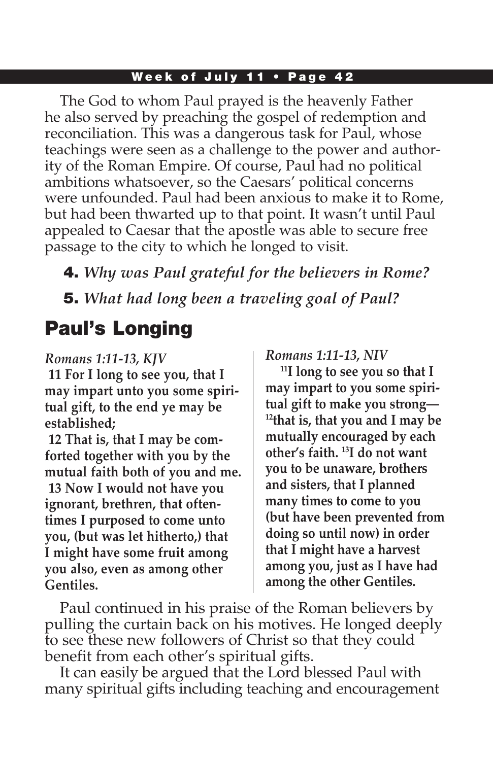The God to whom Paul prayed is the heavenly Father he also served by preaching the gospel of redemption and reconciliation. This was a dangerous task for Paul, whose teachings were seen as a challenge to the power and authority of the Roman Empire. Of course, Paul had no political ambitions whatsoever, so the Caesars' political concerns were unfounded. Paul had been anxious to make it to Rome, but had been thwarted up to that point. It wasn't until Paul appealed to Caesar that the apostle was able to secure free passage to the city to which he longed to visit.

**4.** *Why was Paul grateful for the believers in Rome?*

**5.** *What had long been a traveling goal of Paul?*

## Paul's Longing

*Romans 1:11-13, KJV*

**11 For I long to see you, that I may impart unto you some spiritual gift, to the end ye may be established;**

**12 That is, that I may be comforted together with you by the mutual faith both of you and me.**

**13 Now I would not have you ignorant, brethren, that oftentimes I purposed to come unto you, (but was let hitherto,) that I might have some fruit among you also, even as among other Gentiles.**

*Romans 1:11-13, NIV*

**11I long to see you so that I may impart to you some spiritual gift to make you strong— 12that is, that you and I may be mutually encouraged by each other's faith. 13I do not want you to be unaware, brothers and sisters, that I planned many times to come to you (but have been prevented from doing so until now) in order that I might have a harvest among you, just as I have had among the other Gentiles.**

Paul continued in his praise of the Roman believers by pulling the curtain back on his motives. He longed deeply to see these new followers of Christ so that they could benefit from each other's spiritual gifts.

It can easily be argued that the Lord blessed Paul with many spiritual gifts including teaching and encouragement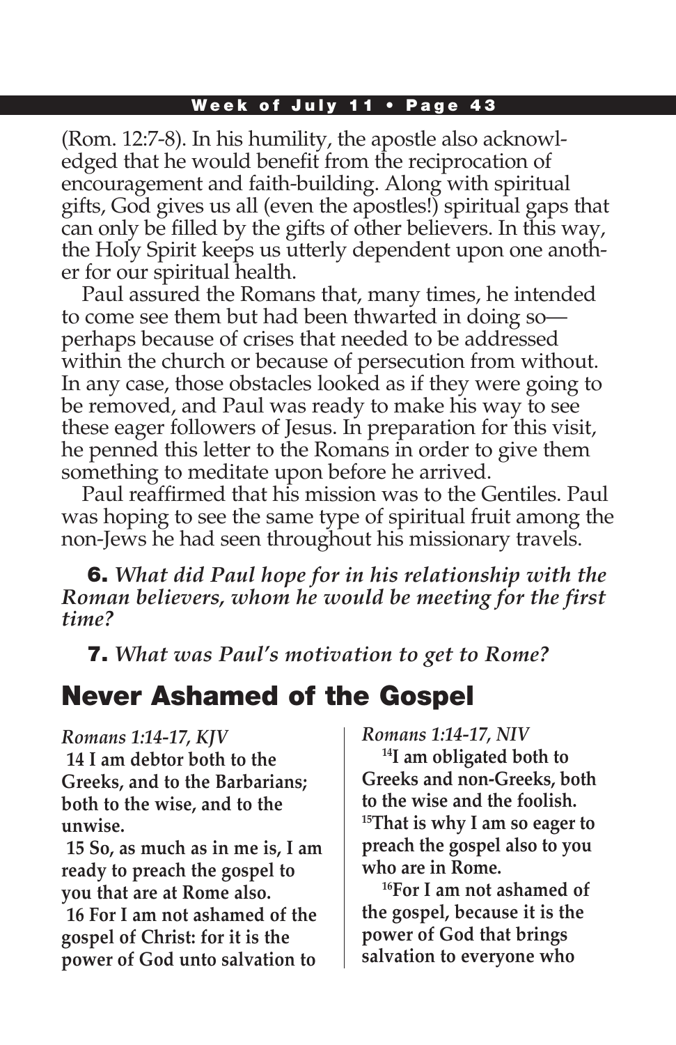(Rom. 12:7-8). In his humility, the apostle also acknowledged that he would benefit from the reciprocation of encouragement and faith-building. Along with spiritual gifts, God gives us all (even the apostles!) spiritual gaps that can only be filled by the gifts of other believers. In this way, the Holy Spirit keeps us utterly dependent upon one another for our spiritual health.

Paul assured the Romans that, many times, he intended to come see them but had been thwarted in doing so—perhaps because of crises that needed to be addressed within the church or because of persecution from without. In any case, those obstacles looked as if they were going to be removed, and Paul was ready to make his way to see these eager followers of Jesus. In preparation for this visit, he penned this letter to the Romans in order to give them something to meditate upon before he arrived.

Paul reaffirmed that his mission was to the Gentiles. Paul was hoping to see the same type of spiritual fruit among the non-Jews he had seen throughout his missionary travels.

**6.** ***What did Paul hope for in his relationship with the Roman believers, whom he would be meeting for the first time?***

**7.** ***What was Paul's motivation to get to Rome?***

## Never Ashamed of the Gospel

*Romans 1:14-17, KJV*

**14 I am debtor both to the Greeks, and to the Barbarians; both to the wise, and to the unwise.**

**15 So, as much as in me is, I am ready to preach the gospel to you that are at Rome also.**

**16 For I am not ashamed of the gospel of Christ: for it is the power of God unto salvation to**

*Romans 1:14-17, NIV*

**[14]I am obligated both to Greeks and non-Greeks, both to the wise and the foolish. [15]That is why I am so eager to preach the gospel also to you who are in Rome.**

**[16]For I am not ashamed of the gospel, because it is the power of God that brings salvation to everyone who**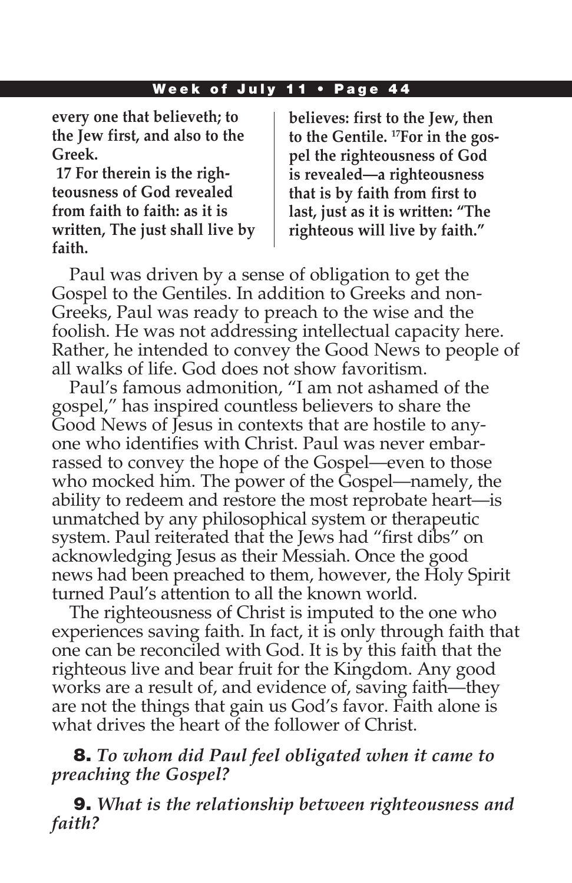**every one that believeth; to the Jew first, and also to the Greek.**

**17 For therein is the righteousness of God revealed from faith to faith: as it is written, The just shall live by faith.**

**believes: first to the Jew, then to the Gentile. [17]For in the gospel the righteousness of God is revealed—a righteousness that is by faith from first to last, just as it is written: "The righteous will live by faith."**

Paul was driven by a sense of obligation to get the Gospel to the Gentiles. In addition to Greeks and non-Greeks, Paul was ready to preach to the wise and the foolish. He was not addressing intellectual capacity here. Rather, he intended to convey the Good News to people of all walks of life. God does not show favoritism.

Paul's famous admonition, "I am not ashamed of the gospel," has inspired countless believers to share the Good News of Jesus in contexts that are hostile to anyone who identifies with Christ. Paul was never embarrassed to convey the hope of the Gospel—even to those who mocked him. The power of the Gospel—namely, the ability to redeem and restore the most reprobate heart—is unmatched by any philosophical system or therapeutic system. Paul reiterated that the Jews had "first dibs" on acknowledging Jesus as their Messiah. Once the good news had been preached to them, however, the Holy Spirit turned Paul's attention to all the known world.

The righteousness of Christ is imputed to the one who experiences saving faith. In fact, it is only through faith that one can be reconciled with God. It is by this faith that the righteous live and bear fruit for the Kingdom. Any good works are a result of, and evidence of, saving faith—they are not the things that gain us God's favor. Faith alone is what drives the heart of the follower of Christ.

**8.** *To whom did Paul feel obligated when it came to preaching the Gospel?*

**9.** *What is the relationship between righteousness and faith?*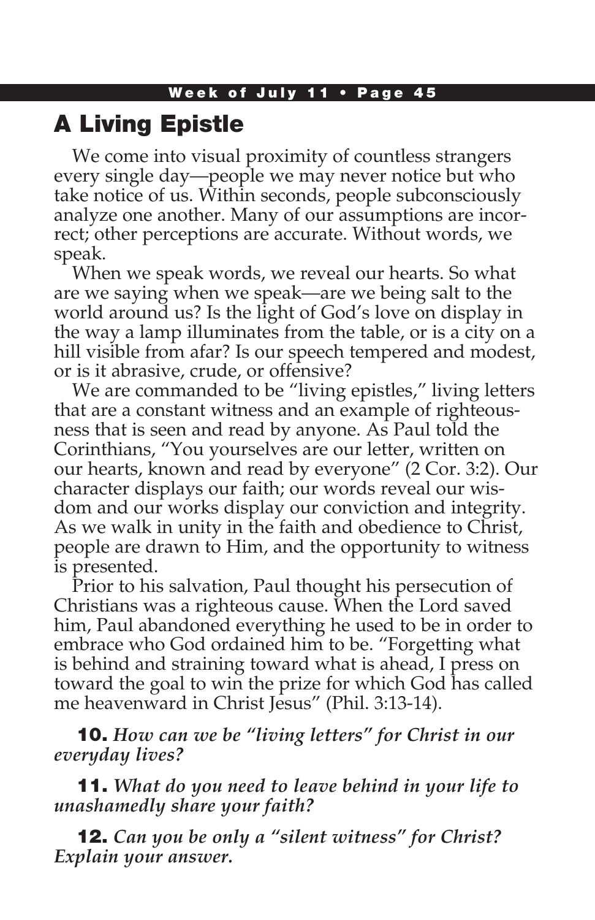## A Living Epistle

We come into visual proximity of countless strangers every single day—people we may never notice but who take notice of us. Within seconds, people subconsciously analyze one another. Many of our assumptions are incorrect; other perceptions are accurate. Without words, we speak.

When we speak words, we reveal our hearts. So what are we saying when we speak—are we being salt to the world around us? Is the light of God's love on display in the way a lamp illuminates from the table, or is a city on a hill visible from afar? Is our speech tempered and modest, or is it abrasive, crude, or offensive?

We are commanded to be "living epistles," living letters that are a constant witness and an example of righteousness that is seen and read by anyone. As Paul told the Corinthians, "You yourselves are our letter, written on our hearts, known and read by everyone" (2 Cor. 3:2). Our character displays our faith; our words reveal our wisdom and our works display our conviction and integrity. As we walk in unity in the faith and obedience to Christ, people are drawn to Him, and the opportunity to witness is presented.

Prior to his salvation, Paul thought his persecution of Christians was a righteous cause. When the Lord saved him, Paul abandoned everything he used to be in order to embrace who God ordained him to be. "Forgetting what is behind and straining toward what is ahead, I press on toward the goal to win the prize for which God has called me heavenward in Christ Jesus" (Phil. 3:13-14).

**10.** *How can we be "living letters" for Christ in our everyday lives?*

**11.** *What do you need to leave behind in your life to unashamedly share your faith?*

**12.** *Can you be only a "silent witness" for Christ? Explain your answer.*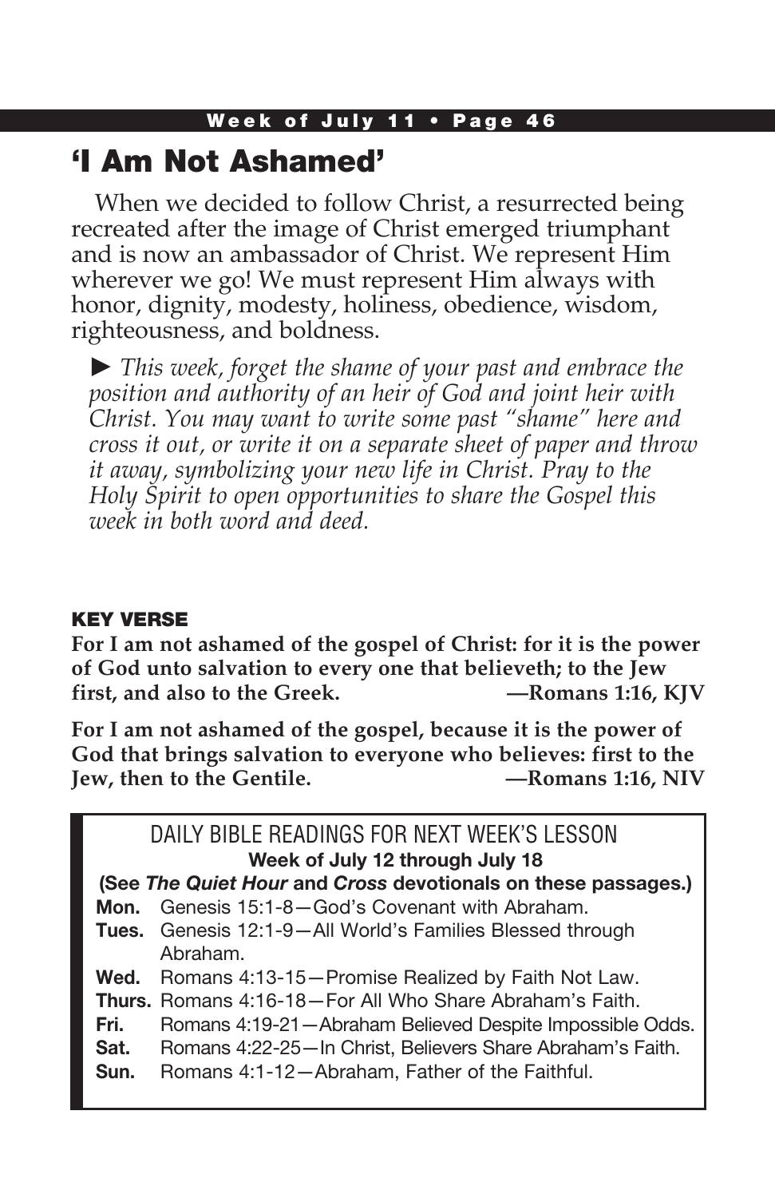# 'I Am Not Ashamed'

When we decided to follow Christ, a resurrected being recreated after the image of Christ emerged triumphant and is now an ambassador of Christ. We represent Him wherever we go! We must represent Him always with honor, dignity, modesty, holiness, obedience, wisdom, righteousness, and boldness.

► *This week, forget the shame of your past and embrace the position and authority of an heir of God and joint heir with Christ. You may want to write some past "shame" here and cross it out, or write it on a separate sheet of paper and throw it away, symbolizing your new life in Christ. Pray to the Holy Spirit to open opportunities to share the Gospel this week in both word and deed.*

### KEY VERSE

**For I am not ashamed of the gospel of Christ: for it is the power of God unto salvation to every one that believeth; to the Jew first, and also to the Greek. —Romans 1:16, KJV**

**For I am not ashamed of the gospel, because it is the power of God that brings salvation to everyone who believes: first to the Jew, then to the Gentile. —Romans 1:16, NIV**

## DAILY BIBLE READINGS FOR NEXT WEEK'S LESSON

**Week of July 12 through July 18**

**(See *The Quiet Hour* and *Cross* devotionals on these passages.)**

- **Mon.** Genesis 15:1-8—God's Covenant with Abraham.
- **Tues.** Genesis 12:1-9—All World's Families Blessed through Abraham.
- **Wed.** Romans 4:13-15—Promise Realized by Faith Not Law.
- **Thurs.** Romans 4:16-18—For All Who Share Abraham's Faith.
- **Fri.** Romans 4:19-21—Abraham Believed Despite Impossible Odds.
- **Sat.** Romans 4:22-25—In Christ, Believers Share Abraham's Faith.
- **Sun.** Romans 4:1-12—Abraham, Father of the Faithful.